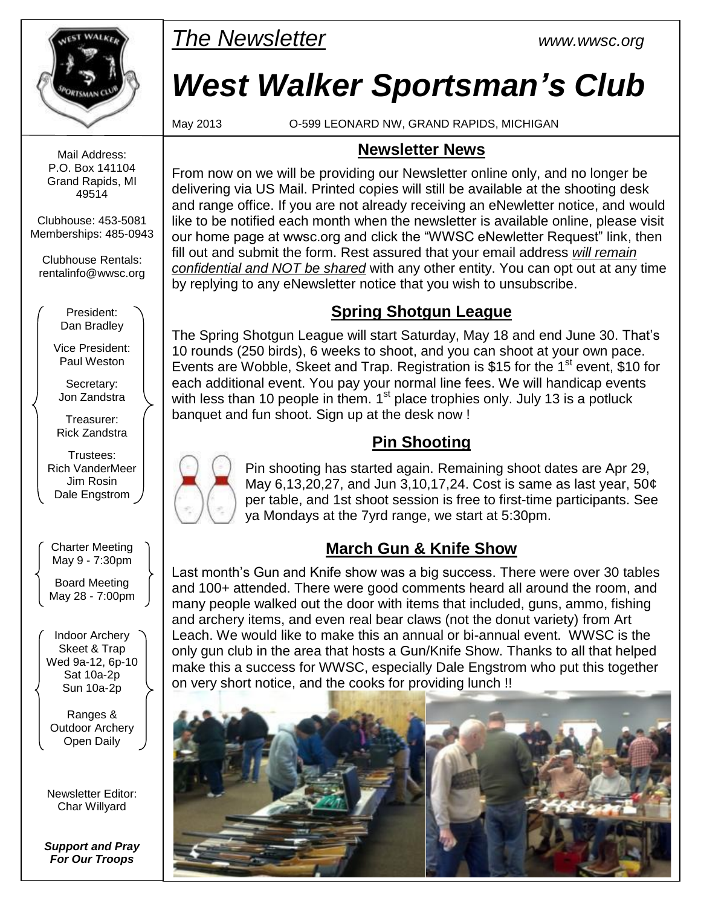*The Newsletter* www.wwsc.org

# *West Walker Sportsman's Club*

May 2013 O-599 LEONARD NW, GRAND RAPIDS, MICHIGAN

Mail Address:
P.O. Box 141104
Grand Rapids, MI 49514

Clubhouse: 453-5081
Memberships: 485-0943

Clubhouse Rentals:
rentalinfo@wwsc.org

President:
Dan Bradley

Vice President:
Paul Weston

Secretary:
Jon Zandstra

Treasurer:
Rick Zandstra

Trustees:
Rich VanderMeer
Jim Rosin
Dale Engstrom

Charter Meeting
May 9 - 7:30pm

Board Meeting
May 28 - 7:00pm

Indoor Archery
Skeet & Trap
Wed 9a-12, 6p-10
Sat 10a-2p
Sun 10a-2p

Ranges &
Outdoor Archery
Open Daily

Newsletter Editor:
Char Willyard

***Support and Pray For Our Troops***

## Newsletter News

From now on we will be providing our Newsletter online only, and no longer be delivering via US Mail. Printed copies will still be available at the shooting desk and range office. If you are not already receiving an eNewletter notice, and would like to be notified each month when the newsletter is available online, please visit our home page at wwsc.org and click the "WWSC eNewletter Request" link, then fill out and submit the form. Rest assured that your email address *will remain confidential and NOT be shared* with any other entity. You can opt out at any time by replying to any eNewsletter notice that you wish to unsubscribe.

## Spring Shotgun League

The Spring Shotgun League will start Saturday, May 18 and end June 30. That's 10 rounds (250 birds), 6 weeks to shoot, and you can shoot at your own pace. Events are Wobble, Skeet and Trap. Registration is $15 for the 1st event, $10 for each additional event. You pay your normal line fees. We will handicap events with less than 10 people in them. 1st place trophies only. July 13 is a potluck banquet and fun shoot. Sign up at the desk now !

## Pin Shooting

Pin shooting has started again. Remaining shoot dates are Apr 29, May 6,13,20,27, and Jun 3,10,17,24. Cost is same as last year, 50¢ per table, and 1st shoot session is free to first-time participants. See ya Mondays at the 7yrd range, we start at 5:30pm.

## March Gun & Knife Show

Last month's Gun and Knife show was a big success. There were over 30 tables and 100+ attended. There were good comments heard all around the room, and many people walked out the door with items that included, guns, ammo, fishing and archery items, and even real bear claws (not the donut variety) from Art Leach. We would like to make this an annual or bi-annual event. WWSC is the only gun club in the area that hosts a Gun/Knife Show. Thanks to all that helped make this a success for WWSC, especially Dale Engstrom who put this together on very short notice, and the cooks for providing lunch !!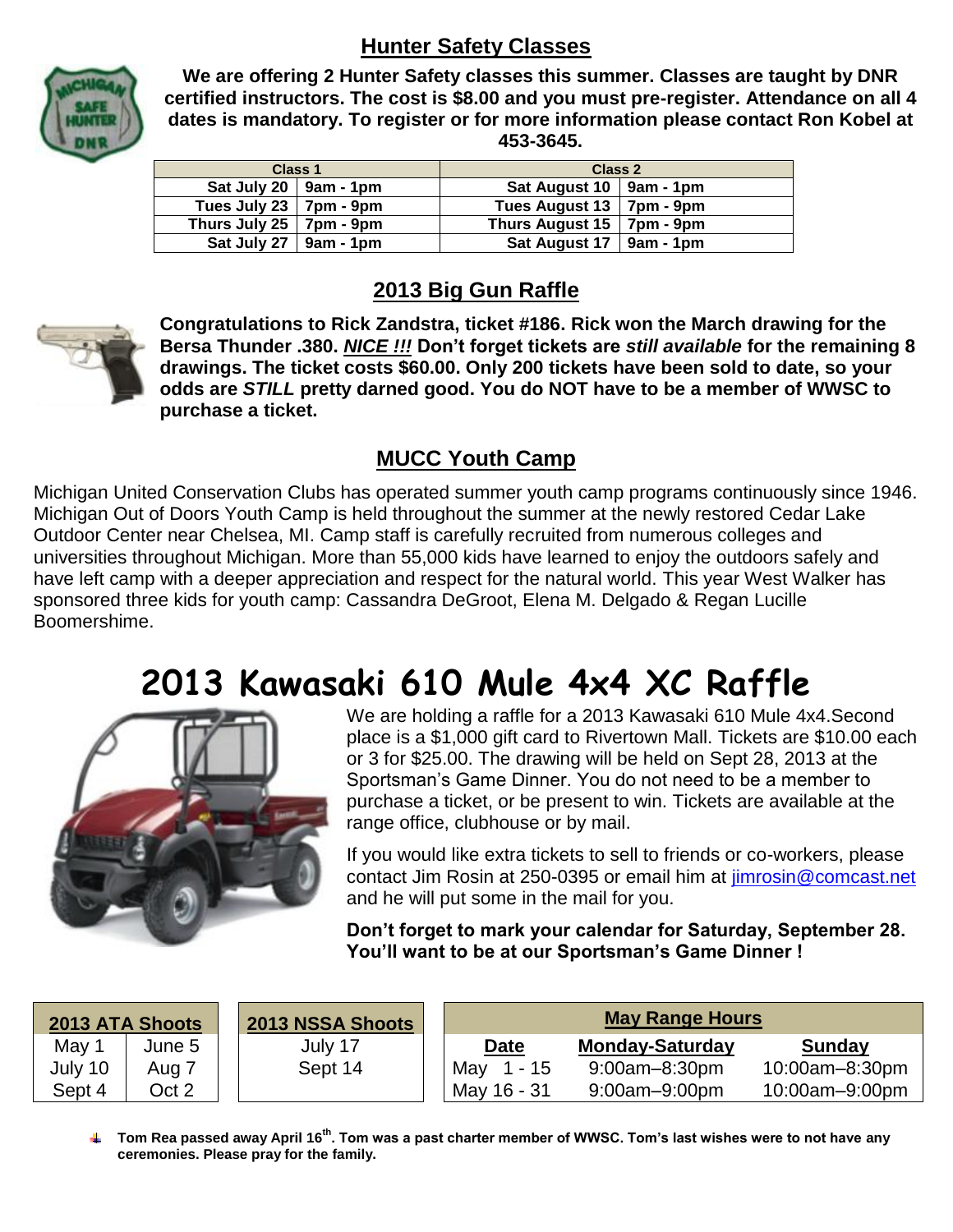## Hunter Safety Classes

**We are offering 2 Hunter Safety classes this summer. Classes are taught by DNR certified instructors. The cost is $8.00 and you must pre-register. Attendance on all 4 dates is mandatory. To register or for more information please contact Ron Kobel at 453-3645.**

| Class 1 | | Class 2 | |
|---|---|---|---|
| Sat July 20 | 9am - 1pm | Sat August 10 | 9am - 1pm |
| Tues July 23 | 7pm - 9pm | Tues August 13 | 7pm - 9pm |
| Thurs July 25 | 7pm - 9pm | Thurs August 15 | 7pm - 9pm |
| Sat July 27 | 9am - 1pm | Sat August 17 | 9am - 1pm |

## 2013 Big Gun Raffle

**Congratulations to Rick Zandstra, ticket #186. Rick won the March drawing for the Bersa Thunder .380. *NICE !!!* Don't forget tickets are *still available* for the remaining 8 drawings. The ticket costs $60.00. Only 200 tickets have been sold to date, so your odds are *STILL* pretty darned good. You do NOT have to be a member of WWSC to purchase a ticket.**

## MUCC Youth Camp

Michigan United Conservation Clubs has operated summer youth camp programs continuously since 1946. Michigan Out of Doors Youth Camp is held throughout the summer at the newly restored Cedar Lake Outdoor Center near Chelsea, MI. Camp staff is carefully recruited from numerous colleges and universities throughout Michigan. More than 55,000 kids have learned to enjoy the outdoors safely and have left camp with a deeper appreciation and respect for the natural world. This year West Walker has sponsored three kids for youth camp: Cassandra DeGroot, Elena M. Delgado & Regan Lucille Boomershime.

# 2013 Kawasaki 610 Mule 4x4 XC Raffle

We are holding a raffle for a 2013 Kawasaki 610 Mule 4x4.Second place is a $1,000 gift card to Rivertown Mall. Tickets are $10.00 each or 3 for $25.00. The drawing will be held on Sept 28, 2013 at the Sportsman's Game Dinner. You do not need to be a member to purchase a ticket, or be present to win. Tickets are available at the range office, clubhouse or by mail.

If you would like extra tickets to sell to friends or co-workers, please contact Jim Rosin at 250-0395 or email him at jimrosin@comcast.net and he will put some in the mail for you.

**Don't forget to mark your calendar for Saturday, September 28. You'll want to be at our Sportsman's Game Dinner !**

| 2013 ATA Shoots | |
|---|---|
| May 1 | June 5 |
| July 10 | Aug 7 |
| Sept 4 | Oct 2 |

| 2013 NSSA Shoots |
|---|
| July 17 |
| Sept 14 |

| May Range Hours | | |
|---|---|---|
| **Date** | **Monday-Saturday** | **Sunday** |
| May 1 - 15 | 9:00am–8:30pm | 10:00am–8:30pm |
| May 16 - 31 | 9:00am–9:00pm | 10:00am–9:00pm |

- **Tom Rea passed away April 16th. Tom was a past charter member of WWSC. Tom's last wishes were to not have any ceremonies. Please pray for the family.**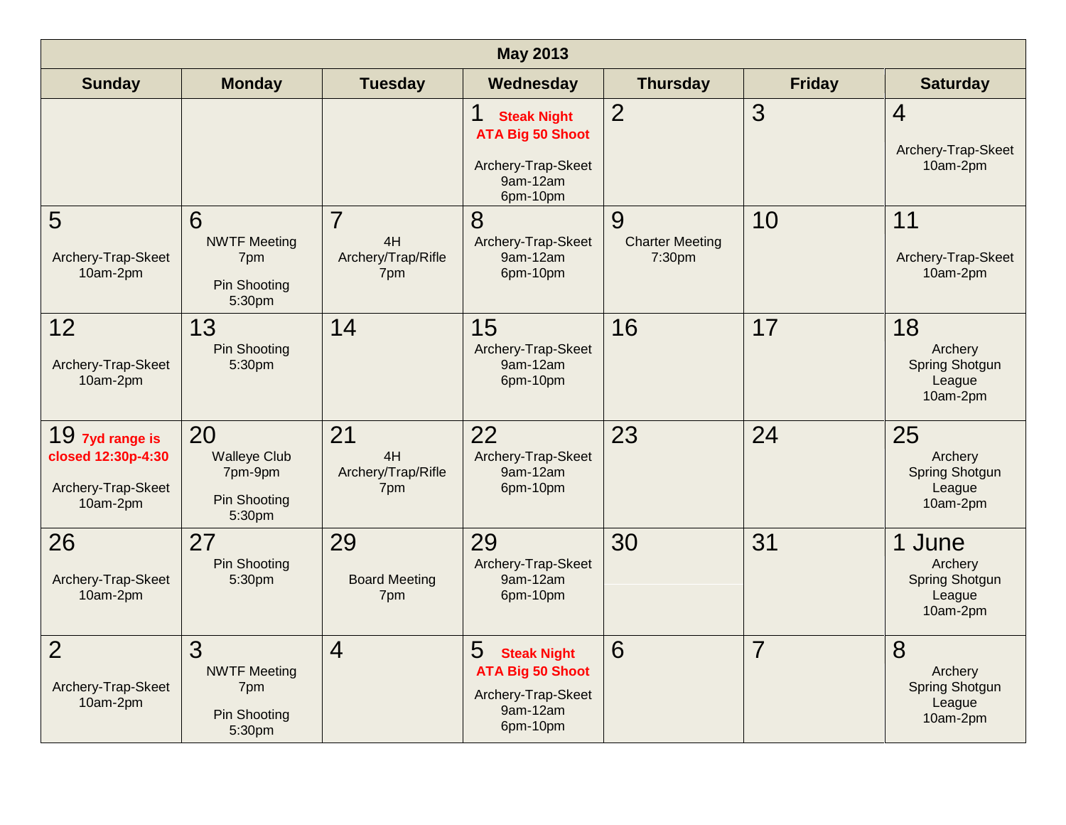| May 2013 | | | | | | |
|---|---|---|---|---|---|---|
| **Sunday** | **Monday** | **Tuesday** | **Wednesday** | **Thursday** | **Friday** | **Saturday** |
| | | | 1 **Steak Night** **ATA Big 50 Shoot** Archery-Trap-Skeet 9am-12am 6pm-10pm | 2 | 3 | 4 Archery-Trap-Skeet 10am-2pm |
| 5 Archery-Trap-Skeet 10am-2pm | 6 NWTF Meeting 7pm Pin Shooting 5:30pm | 7 4H Archery/Trap/Rifle 7pm | 8 Archery-Trap-Skeet 9am-12am 6pm-10pm | 9 Charter Meeting 7:30pm | 10 | 11 Archery-Trap-Skeet 10am-2pm |
| 12 Archery-Trap-Skeet 10am-2pm | 13 Pin Shooting 5:30pm | 14 | 15 Archery-Trap-Skeet 9am-12am 6pm-10pm | 16 | 17 | 18 Archery Spring Shotgun League 10am-2pm |
| 19 **7yd range is closed 12:30p-4:30** Archery-Trap-Skeet 10am-2pm | 20 Walleye Club 7pm-9pm Pin Shooting 5:30pm | 21 4H Archery/Trap/Rifle 7pm | 22 Archery-Trap-Skeet 9am-12am 6pm-10pm | 23 | 24 | 25 Archery Spring Shotgun League 10am-2pm |
| 26 Archery-Trap-Skeet 10am-2pm | 27 Pin Shooting 5:30pm | 29 Board Meeting 7pm | 29 Archery-Trap-Skeet 9am-12am 6pm-10pm | 30 | 31 | 1 June Archery Spring Shotgun League 10am-2pm |
| 2 Archery-Trap-Skeet 10am-2pm | 3 NWTF Meeting 7pm Pin Shooting 5:30pm | 4 | 5 **Steak Night** **ATA Big 50 Shoot** Archery-Trap-Skeet 9am-12am 6pm-10pm | 6 | 7 | 8 Archery Spring Shotgun League 10am-2pm |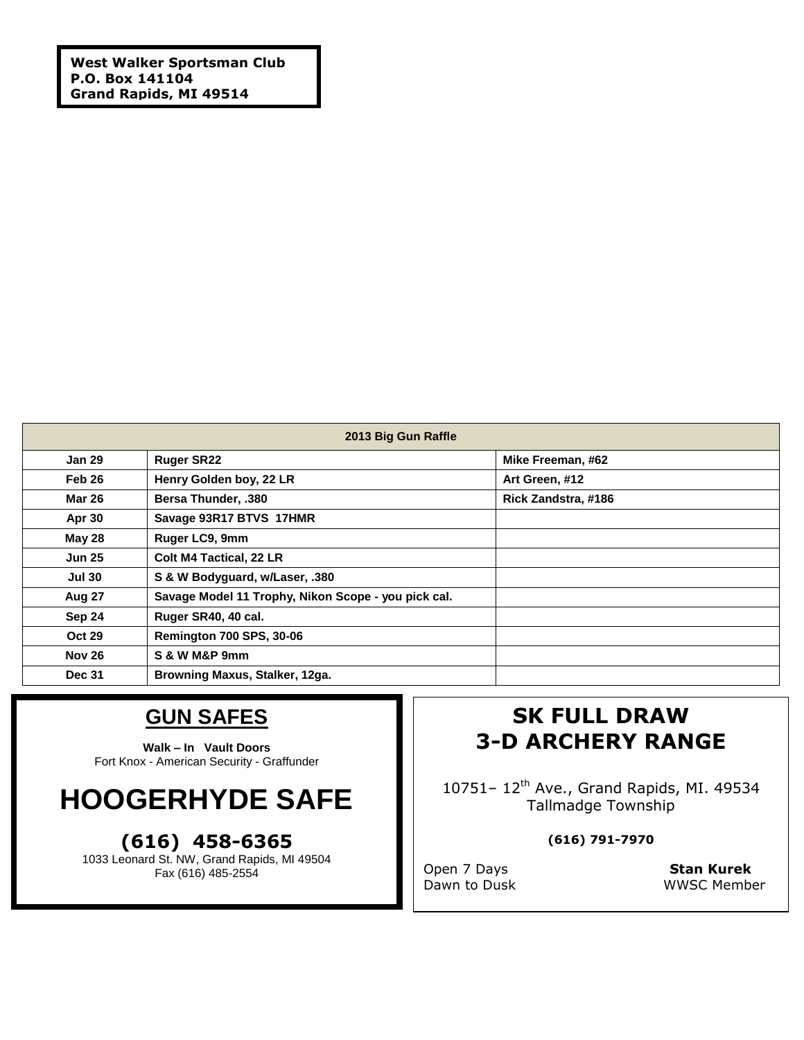**West Walker Sportsman Club**
**P.O. Box 141104**
**Grand Rapids, MI 49514**

| 2013 Big Gun Raffle | | |
|---|---|---|
| **Jan 29** | **Ruger SR22** | **Mike Freeman, #62** |
| **Feb 26** | **Henry Golden boy, 22 LR** | **Art Green, #12** |
| **Mar 26** | **Bersa Thunder, .380** | **Rick Zandstra, #186** |
| **Apr 30** | **Savage 93R17 BTVS 17HMR** | |
| **May 28** | **Ruger LC9, 9mm** | |
| **Jun 25** | **Colt M4 Tactical, 22 LR** | |
| **Jul 30** | **S & W Bodyguard, w/Laser, .380** | |
| **Aug 27** | **Savage Model 11 Trophy, Nikon Scope - you pick cal.** | |
| **Sep 24** | **Ruger SR40, 40 cal.** | |
| **Oct 29** | **Remington 700 SPS, 30-06** | |
| **Nov 26** | **S & W M&P 9mm** | |
| **Dec 31** | **Browning Maxus, Stalker, 12ga.** | |

## GUN SAFES

**Walk – In Vault Doors**
Fort Knox - American Security - Graffunder

# HOOGERHYDE SAFE

**(616) 458-6365**
1033 Leonard St. NW, Grand Rapids, MI 49504
Fax (616) 485-2554

## SK FULL DRAW 3-D ARCHERY RANGE

10751– 12th Ave., Grand Rapids, MI. 49534
Tallmadge Township

**(616) 791-7970**

Open 7 Days
Dawn to Dusk

**Stan Kurek**
WWSC Member